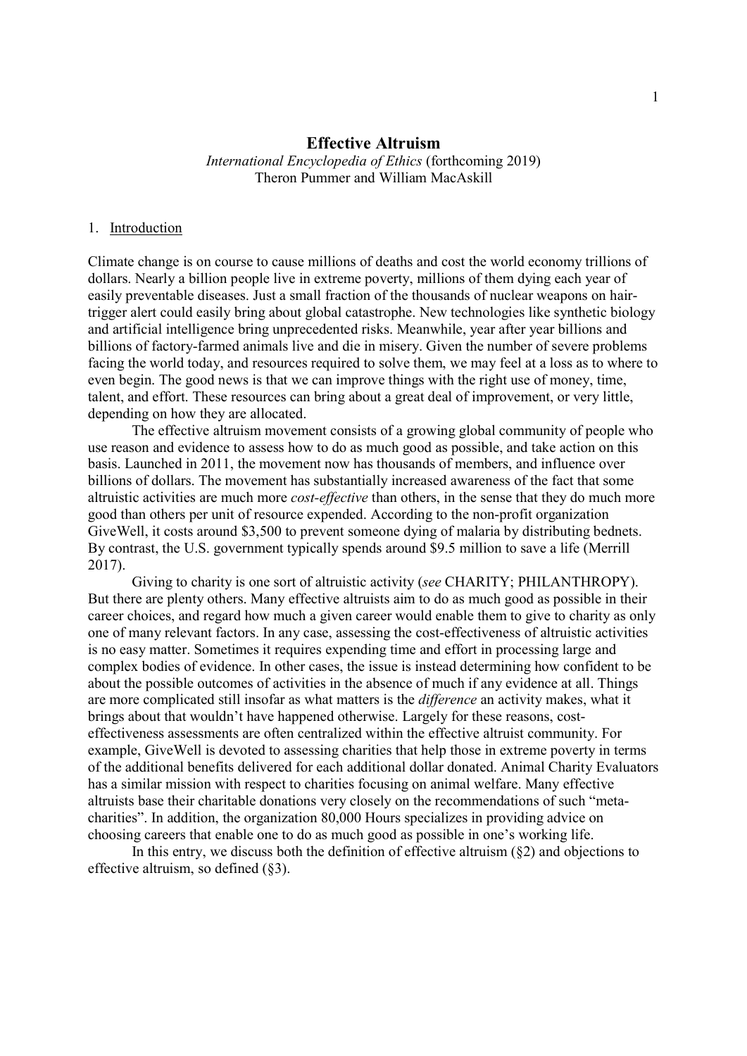# Effective Altruism

*International Encyclopedia of Ethics* (forthcoming 2019)
Theron Pummer and William MacAskill

## 1. Introduction

Climate change is on course to cause millions of deaths and cost the world economy trillions of dollars. Nearly a billion people live in extreme poverty, millions of them dying each year of easily preventable diseases. Just a small fraction of the thousands of nuclear weapons on hair-trigger alert could easily bring about global catastrophe. New technologies like synthetic biology and artificial intelligence bring unprecedented risks. Meanwhile, year after year billions and billions of factory-farmed animals live and die in misery. Given the number of severe problems facing the world today, and resources required to solve them, we may feel at a loss as to where to even begin. The good news is that we can improve things with the right use of money, time, talent, and effort. These resources can bring about a great deal of improvement, or very little, depending on how they are allocated.

The effective altruism movement consists of a growing global community of people who use reason and evidence to assess how to do as much good as possible, and take action on this basis. Launched in 2011, the movement now has thousands of members, and influence over billions of dollars. The movement has substantially increased awareness of the fact that some altruistic activities are much more *cost-effective* than others, in the sense that they do much more good than others per unit of resource expended. According to the non-profit organization GiveWell, it costs around $3,500 to prevent someone dying of malaria by distributing bednets. By contrast, the U.S. government typically spends around $9.5 million to save a life (Merrill 2017).

Giving to charity is one sort of altruistic activity (*see* CHARITY; PHILANTHROPY). But there are plenty others. Many effective altruists aim to do as much good as possible in their career choices, and regard how much a given career would enable them to give to charity as only one of many relevant factors. In any case, assessing the cost-effectiveness of altruistic activities is no easy matter. Sometimes it requires expending time and effort in processing large and complex bodies of evidence. In other cases, the issue is instead determining how confident to be about the possible outcomes of activities in the absence of much if any evidence at all. Things are more complicated still insofar as what matters is the *difference* an activity makes, what it brings about that wouldn't have happened otherwise. Largely for these reasons, cost-effectiveness assessments are often centralized within the effective altruist community. For example, GiveWell is devoted to assessing charities that help those in extreme poverty in terms of the additional benefits delivered for each additional dollar donated. Animal Charity Evaluators has a similar mission with respect to charities focusing on animal welfare. Many effective altruists base their charitable donations very closely on the recommendations of such "meta-charities". In addition, the organization 80,000 Hours specializes in providing advice on choosing careers that enable one to do as much good as possible in one's working life.

In this entry, we discuss both the definition of effective altruism (§2) and objections to effective altruism, so defined (§3).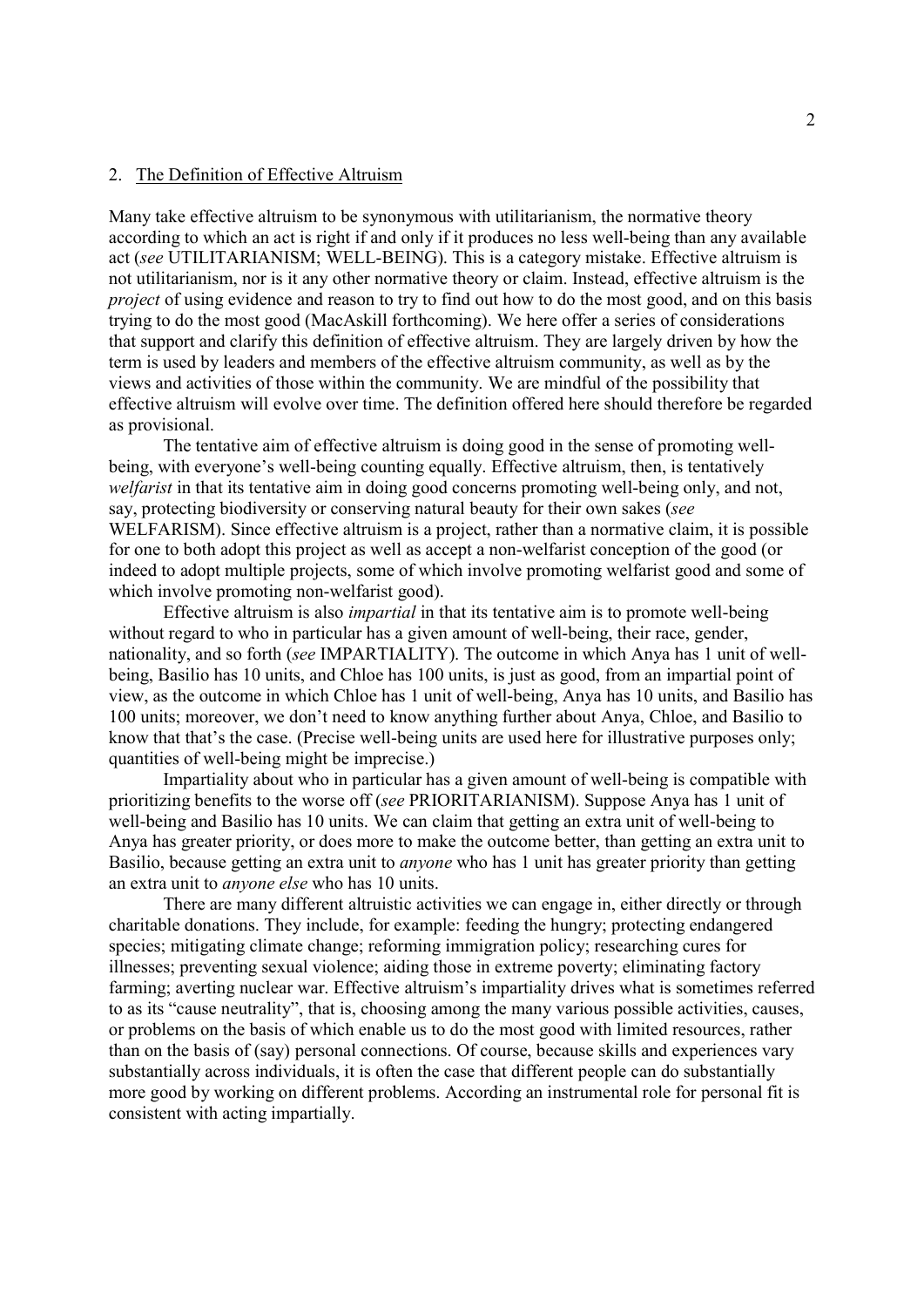## 2. The Definition of Effective Altruism

Many take effective altruism to be synonymous with utilitarianism, the normative theory according to which an act is right if and only if it produces no less well-being than any available act (*see* UTILITARIANISM; WELL-BEING). This is a category mistake. Effective altruism is not utilitarianism, nor is it any other normative theory or claim. Instead, effective altruism is the *project* of using evidence and reason to try to find out how to do the most good, and on this basis trying to do the most good (MacAskill forthcoming). We here offer a series of considerations that support and clarify this definition of effective altruism. They are largely driven by how the term is used by leaders and members of the effective altruism community, as well as by the views and activities of those within the community. We are mindful of the possibility that effective altruism will evolve over time. The definition offered here should therefore be regarded as provisional.

The tentative aim of effective altruism is doing good in the sense of promoting well-being, with everyone's well-being counting equally. Effective altruism, then, is tentatively *welfarist* in that its tentative aim in doing good concerns promoting well-being only, and not, say, protecting biodiversity or conserving natural beauty for their own sakes (*see* WELFARISM). Since effective altruism is a project, rather than a normative claim, it is possible for one to both adopt this project as well as accept a non-welfarist conception of the good (or indeed to adopt multiple projects, some of which involve promoting welfarist good and some of which involve promoting non-welfarist good).

Effective altruism is also *impartial* in that its tentative aim is to promote well-being without regard to who in particular has a given amount of well-being, their race, gender, nationality, and so forth (*see* IMPARTIALITY). The outcome in which Anya has 1 unit of well-being, Basilio has 10 units, and Chloe has 100 units, is just as good, from an impartial point of view, as the outcome in which Chloe has 1 unit of well-being, Anya has 10 units, and Basilio has 100 units; moreover, we don't need to know anything further about Anya, Chloe, and Basilio to know that that's the case. (Precise well-being units are used here for illustrative purposes only; quantities of well-being might be imprecise.)

Impartiality about who in particular has a given amount of well-being is compatible with prioritizing benefits to the worse off (*see* PRIORITARIANISM). Suppose Anya has 1 unit of well-being and Basilio has 10 units. We can claim that getting an extra unit of well-being to Anya has greater priority, or does more to make the outcome better, than getting an extra unit to Basilio, because getting an extra unit to *anyone* who has 1 unit has greater priority than getting an extra unit to *anyone else* who has 10 units.

There are many different altruistic activities we can engage in, either directly or through charitable donations. They include, for example: feeding the hungry; protecting endangered species; mitigating climate change; reforming immigration policy; researching cures for illnesses; preventing sexual violence; aiding those in extreme poverty; eliminating factory farming; averting nuclear war. Effective altruism's impartiality drives what is sometimes referred to as its "cause neutrality", that is, choosing among the many various possible activities, causes, or problems on the basis of which enable us to do the most good with limited resources, rather than on the basis of (say) personal connections. Of course, because skills and experiences vary substantially across individuals, it is often the case that different people can do substantially more good by working on different problems. According an instrumental role for personal fit is consistent with acting impartially.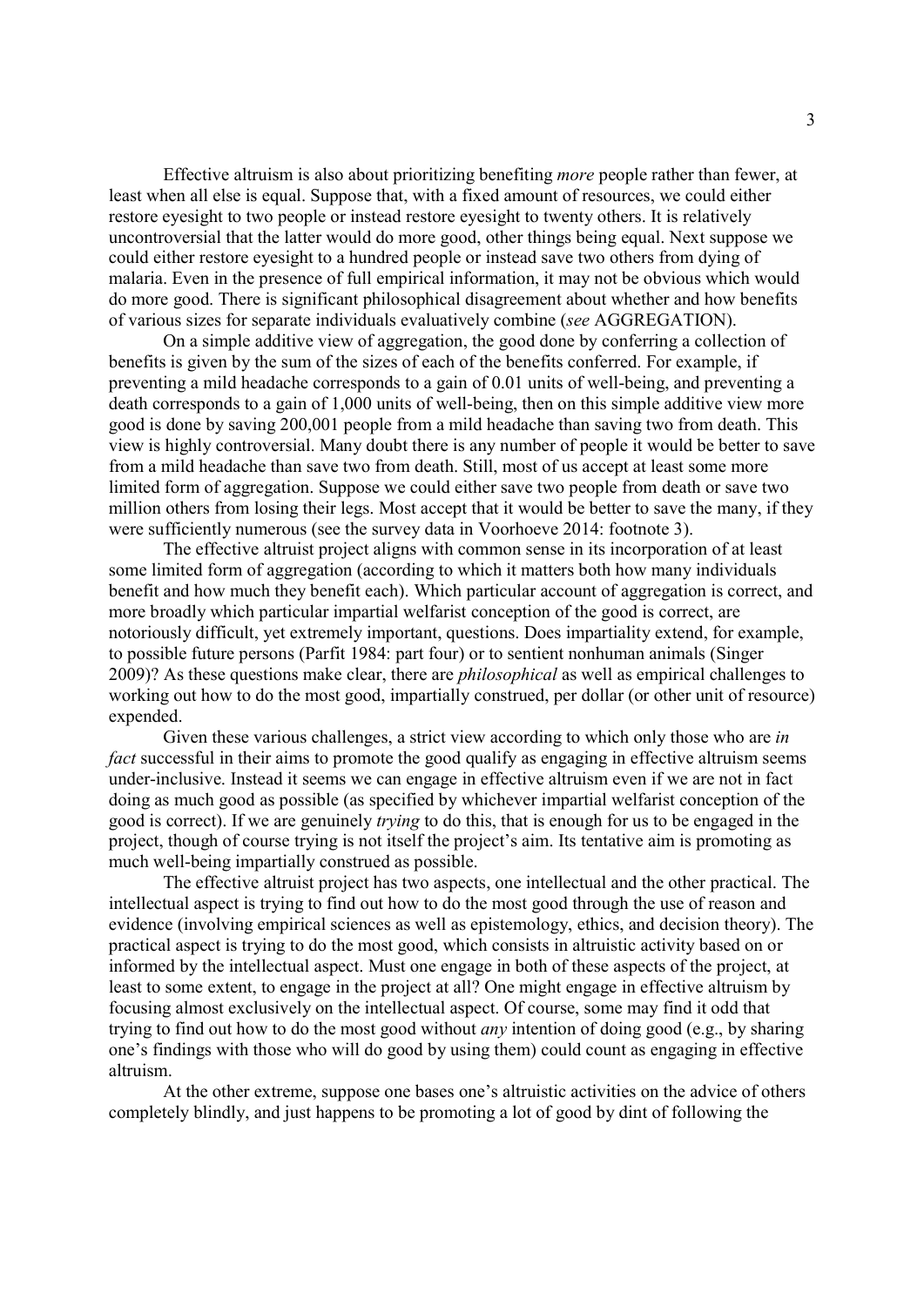Effective altruism is also about prioritizing benefiting *more* people rather than fewer, at least when all else is equal. Suppose that, with a fixed amount of resources, we could either restore eyesight to two people or instead restore eyesight to twenty others. It is relatively uncontroversial that the latter would do more good, other things being equal. Next suppose we could either restore eyesight to a hundred people or instead save two others from dying of malaria. Even in the presence of full empirical information, it may not be obvious which would do more good. There is significant philosophical disagreement about whether and how benefits of various sizes for separate individuals evaluatively combine (*see* AGGREGATION).

On a simple additive view of aggregation, the good done by conferring a collection of benefits is given by the sum of the sizes of each of the benefits conferred. For example, if preventing a mild headache corresponds to a gain of 0.01 units of well-being, and preventing a death corresponds to a gain of 1,000 units of well-being, then on this simple additive view more good is done by saving 200,001 people from a mild headache than saving two from death. This view is highly controversial. Many doubt there is any number of people it would be better to save from a mild headache than save two from death. Still, most of us accept at least some more limited form of aggregation. Suppose we could either save two people from death or save two million others from losing their legs. Most accept that it would be better to save the many, if they were sufficiently numerous (see the survey data in Voorhoeve 2014: footnote 3).

The effective altruist project aligns with common sense in its incorporation of at least some limited form of aggregation (according to which it matters both how many individuals benefit and how much they benefit each). Which particular account of aggregation is correct, and more broadly which particular impartial welfarist conception of the good is correct, are notoriously difficult, yet extremely important, questions. Does impartiality extend, for example, to possible future persons (Parfit 1984: part four) or to sentient nonhuman animals (Singer 2009)? As these questions make clear, there are *philosophical* as well as empirical challenges to working out how to do the most good, impartially construed, per dollar (or other unit of resource) expended.

Given these various challenges, a strict view according to which only those who are *in fact* successful in their aims to promote the good qualify as engaging in effective altruism seems under-inclusive. Instead it seems we can engage in effective altruism even if we are not in fact doing as much good as possible (as specified by whichever impartial welfarist conception of the good is correct). If we are genuinely *trying* to do this, that is enough for us to be engaged in the project, though of course trying is not itself the project's aim. Its tentative aim is promoting as much well-being impartially construed as possible.

The effective altruist project has two aspects, one intellectual and the other practical. The intellectual aspect is trying to find out how to do the most good through the use of reason and evidence (involving empirical sciences as well as epistemology, ethics, and decision theory). The practical aspect is trying to do the most good, which consists in altruistic activity based on or informed by the intellectual aspect. Must one engage in both of these aspects of the project, at least to some extent, to engage in the project at all? One might engage in effective altruism by focusing almost exclusively on the intellectual aspect. Of course, some may find it odd that trying to find out how to do the most good without *any* intention of doing good (e.g., by sharing one's findings with those who will do good by using them) could count as engaging in effective altruism.

At the other extreme, suppose one bases one's altruistic activities on the advice of others completely blindly, and just happens to be promoting a lot of good by dint of following the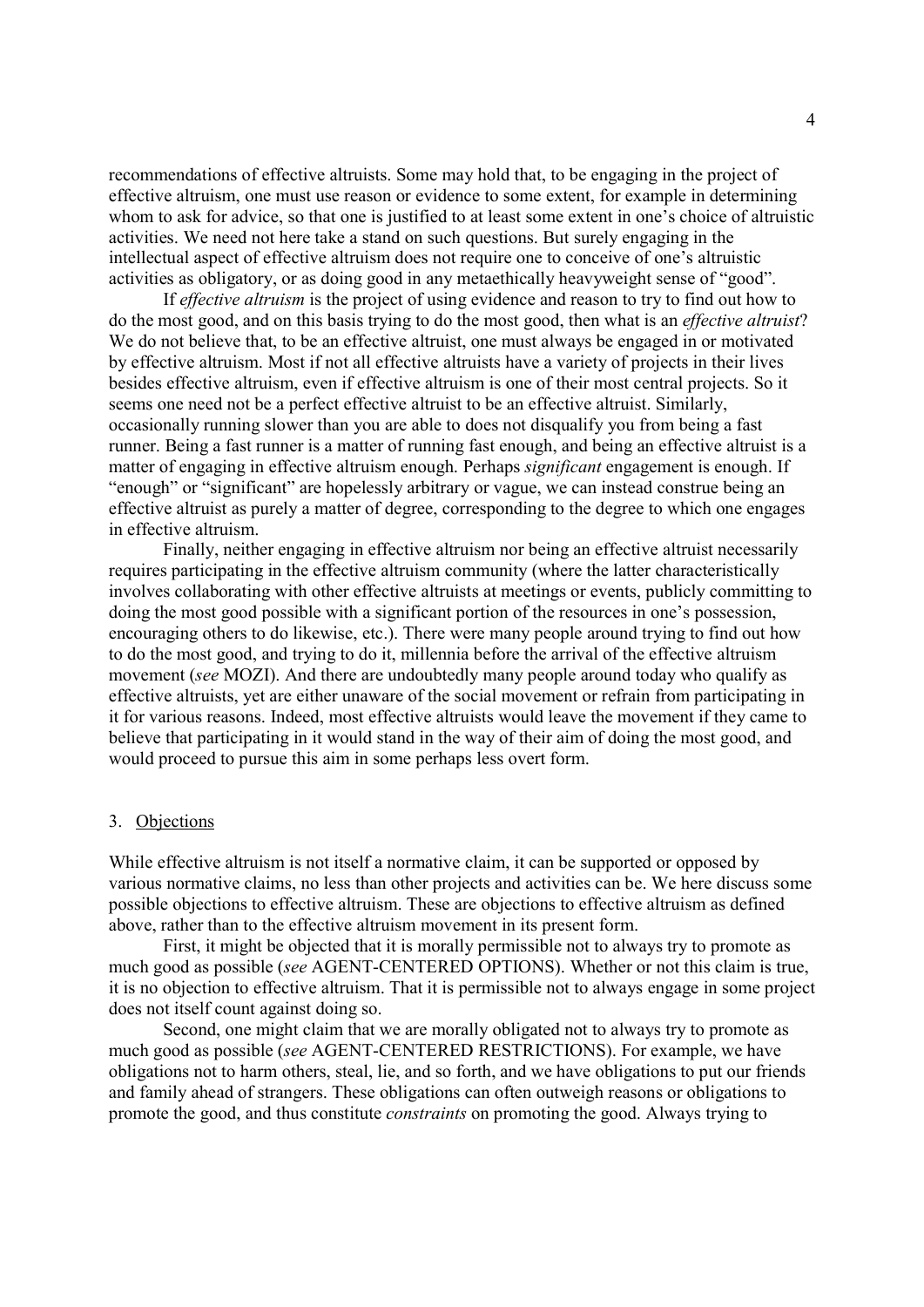recommendations of effective altruists. Some may hold that, to be engaging in the project of effective altruism, one must use reason or evidence to some extent, for example in determining whom to ask for advice, so that one is justified to at least some extent in one's choice of altruistic activities. We need not here take a stand on such questions. But surely engaging in the intellectual aspect of effective altruism does not require one to conceive of one's altruistic activities as obligatory, or as doing good in any metaethically heavyweight sense of "good".

If *effective altruism* is the project of using evidence and reason to try to find out how to do the most good, and on this basis trying to do the most good, then what is an *effective altruist*? We do not believe that, to be an effective altruist, one must always be engaged in or motivated by effective altruism. Most if not all effective altruists have a variety of projects in their lives besides effective altruism, even if effective altruism is one of their most central projects. So it seems one need not be a perfect effective altruist to be an effective altruist. Similarly, occasionally running slower than you are able to does not disqualify you from being a fast runner. Being a fast runner is a matter of running fast enough, and being an effective altruist is a matter of engaging in effective altruism enough. Perhaps *significant* engagement is enough. If "enough" or "significant" are hopelessly arbitrary or vague, we can instead construe being an effective altruist as purely a matter of degree, corresponding to the degree to which one engages in effective altruism.

Finally, neither engaging in effective altruism nor being an effective altruist necessarily requires participating in the effective altruism community (where the latter characteristically involves collaborating with other effective altruists at meetings or events, publicly committing to doing the most good possible with a significant portion of the resources in one's possession, encouraging others to do likewise, etc.). There were many people around trying to find out how to do the most good, and trying to do it, millennia before the arrival of the effective altruism movement (*see* MOZI). And there are undoubtedly many people around today who qualify as effective altruists, yet are either unaware of the social movement or refrain from participating in it for various reasons. Indeed, most effective altruists would leave the movement if they came to believe that participating in it would stand in the way of their aim of doing the most good, and would proceed to pursue this aim in some perhaps less overt form.

## 3. Objections

While effective altruism is not itself a normative claim, it can be supported or opposed by various normative claims, no less than other projects and activities can be. We here discuss some possible objections to effective altruism. These are objections to effective altruism as defined above, rather than to the effective altruism movement in its present form.

First, it might be objected that it is morally permissible not to always try to promote as much good as possible (*see* AGENT-CENTERED OPTIONS). Whether or not this claim is true, it is no objection to effective altruism. That it is permissible not to always engage in some project does not itself count against doing so.

Second, one might claim that we are morally obligated not to always try to promote as much good as possible (*see* AGENT-CENTERED RESTRICTIONS). For example, we have obligations not to harm others, steal, lie, and so forth, and we have obligations to put our friends and family ahead of strangers. These obligations can often outweigh reasons or obligations to promote the good, and thus constitute *constraints* on promoting the good. Always trying to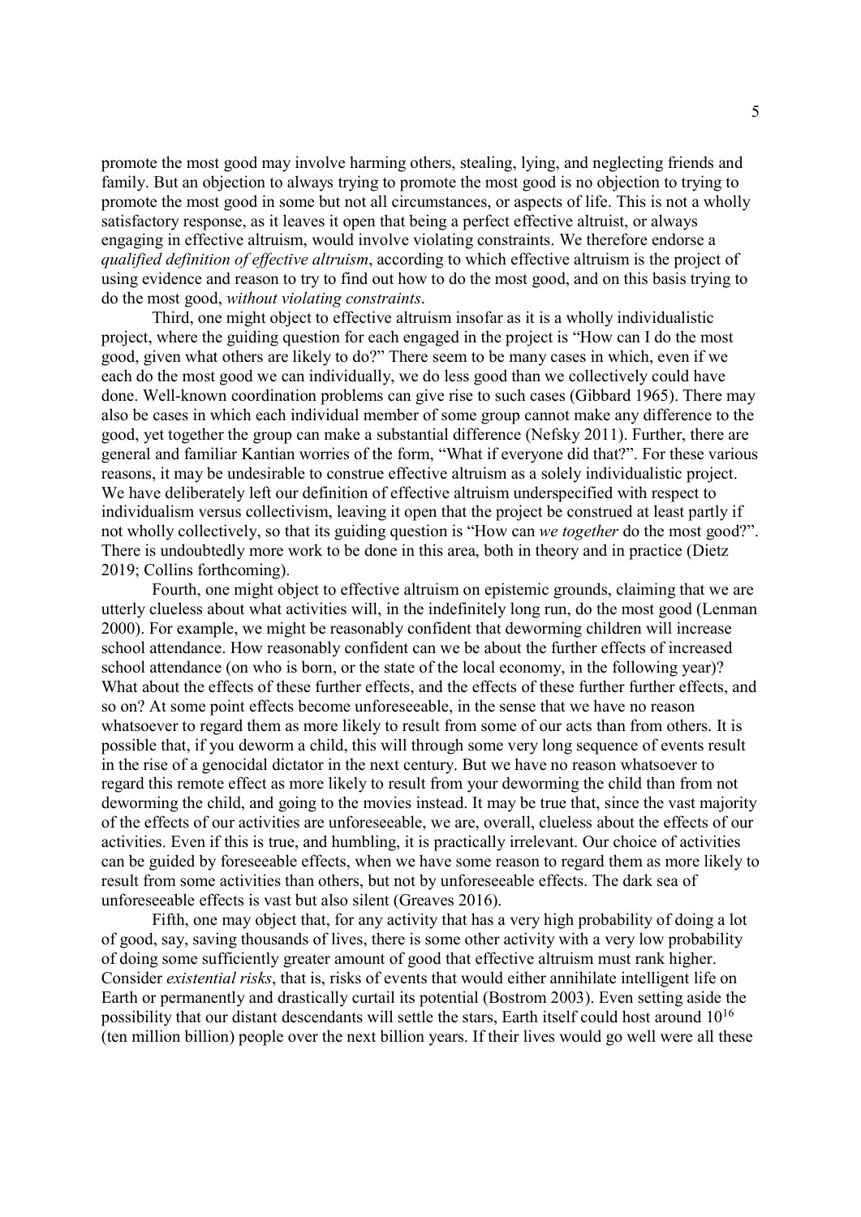promote the most good may involve harming others, stealing, lying, and neglecting friends and family. But an objection to always trying to promote the most good is no objection to trying to promote the most good in some but not all circumstances, or aspects of life. This is not a wholly satisfactory response, as it leaves it open that being a perfect effective altruist, or always engaging in effective altruism, would involve violating constraints. We therefore endorse a *qualified definition of effective altruism*, according to which effective altruism is the project of using evidence and reason to try to find out how to do the most good, and on this basis trying to do the most good, *without violating constraints*.

Third, one might object to effective altruism insofar as it is a wholly individualistic project, where the guiding question for each engaged in the project is "How can I do the most good, given what others are likely to do?" There seem to be many cases in which, even if we each do the most good we can individually, we do less good than we collectively could have done. Well-known coordination problems can give rise to such cases (Gibbard 1965). There may also be cases in which each individual member of some group cannot make any difference to the good, yet together the group can make a substantial difference (Nefsky 2011). Further, there are general and familiar Kantian worries of the form, "What if everyone did that?". For these various reasons, it may be undesirable to construe effective altruism as a solely individualistic project. We have deliberately left our definition of effective altruism underspecified with respect to individualism versus collectivism, leaving it open that the project be construed at least partly if not wholly collectively, so that its guiding question is "How can *we together* do the most good?". There is undoubtedly more work to be done in this area, both in theory and in practice (Dietz 2019; Collins forthcoming).

Fourth, one might object to effective altruism on epistemic grounds, claiming that we are utterly clueless about what activities will, in the indefinitely long run, do the most good (Lenman 2000). For example, we might be reasonably confident that deworming children will increase school attendance. How reasonably confident can we be about the further effects of increased school attendance (on who is born, or the state of the local economy, in the following year)? What about the effects of these further effects, and the effects of these further further effects, and so on? At some point effects become unforeseeable, in the sense that we have no reason whatsoever to regard them as more likely to result from some of our acts than from others. It is possible that, if you deworm a child, this will through some very long sequence of events result in the rise of a genocidal dictator in the next century. But we have no reason whatsoever to regard this remote effect as more likely to result from your deworming the child than from not deworming the child, and going to the movies instead. It may be true that, since the vast majority of the effects of our activities are unforeseeable, we are, overall, clueless about the effects of our activities. Even if this is true, and humbling, it is practically irrelevant. Our choice of activities can be guided by foreseeable effects, when we have some reason to regard them as more likely to result from some activities than others, but not by unforeseeable effects. The dark sea of unforeseeable effects is vast but also silent (Greaves 2016).

Fifth, one may object that, for any activity that has a very high probability of doing a lot of good, say, saving thousands of lives, there is some other activity with a very low probability of doing some sufficiently greater amount of good that effective altruism must rank higher. Consider *existential risks*, that is, risks of events that would either annihilate intelligent life on Earth or permanently and drastically curtail its potential (Bostrom 2003). Even setting aside the possibility that our distant descendants will settle the stars, Earth itself could host around $10^{16}$ (ten million billion) people over the next billion years. If their lives would go well were all these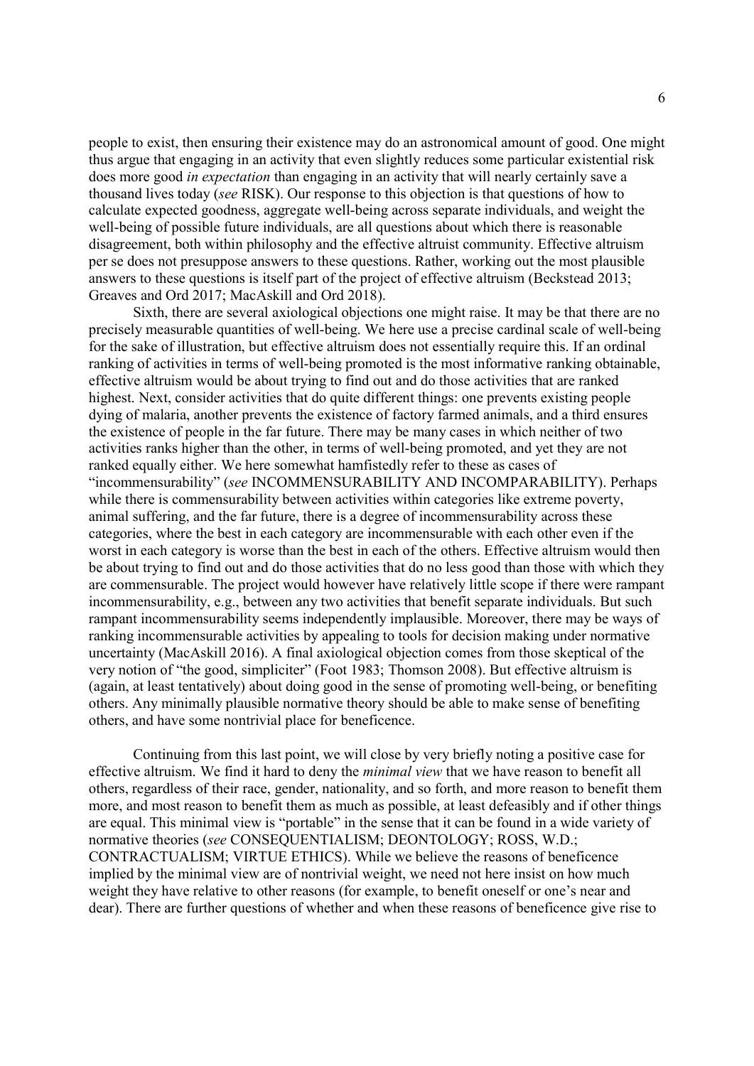people to exist, then ensuring their existence may do an astronomical amount of good. One might thus argue that engaging in an activity that even slightly reduces some particular existential risk does more good *in expectation* than engaging in an activity that will nearly certainly save a thousand lives today (*see* RISK). Our response to this objection is that questions of how to calculate expected goodness, aggregate well-being across separate individuals, and weight the well-being of possible future individuals, are all questions about which there is reasonable disagreement, both within philosophy and the effective altruist community. Effective altruism per se does not presuppose answers to these questions. Rather, working out the most plausible answers to these questions is itself part of the project of effective altruism (Beckstead 2013; Greaves and Ord 2017; MacAskill and Ord 2018).

Sixth, there are several axiological objections one might raise. It may be that there are no precisely measurable quantities of well-being. We here use a precise cardinal scale of well-being for the sake of illustration, but effective altruism does not essentially require this. If an ordinal ranking of activities in terms of well-being promoted is the most informative ranking obtainable, effective altruism would be about trying to find out and do those activities that are ranked highest. Next, consider activities that do quite different things: one prevents existing people dying of malaria, another prevents the existence of factory farmed animals, and a third ensures the existence of people in the far future. There may be many cases in which neither of two activities ranks higher than the other, in terms of well-being promoted, and yet they are not ranked equally either. We here somewhat hamfistedly refer to these as cases of "incommensurability" (*see* INCOMMENSURABILITY AND INCOMPARABILITY). Perhaps while there is commensurability between activities within categories like extreme poverty, animal suffering, and the far future, there is a degree of incommensurability across these categories, where the best in each category are incommensurable with each other even if the worst in each category is worse than the best in each of the others. Effective altruism would then be about trying to find out and do those activities that do no less good than those with which they are commensurable. The project would however have relatively little scope if there were rampant incommensurability, e.g., between any two activities that benefit separate individuals. But such rampant incommensurability seems independently implausible. Moreover, there may be ways of ranking incommensurable activities by appealing to tools for decision making under normative uncertainty (MacAskill 2016). A final axiological objection comes from those skeptical of the very notion of "the good, simpliciter" (Foot 1983; Thomson 2008). But effective altruism is (again, at least tentatively) about doing good in the sense of promoting well-being, or benefiting others. Any minimally plausible normative theory should be able to make sense of benefiting others, and have some nontrivial place for beneficence.

Continuing from this last point, we will close by very briefly noting a positive case for effective altruism. We find it hard to deny the *minimal view* that we have reason to benefit all others, regardless of their race, gender, nationality, and so forth, and more reason to benefit them more, and most reason to benefit them as much as possible, at least defeasibly and if other things are equal. This minimal view is "portable" in the sense that it can be found in a wide variety of normative theories (*see* CONSEQUENTIALISM; DEONTOLOGY; ROSS, W.D.; CONTRACTUALISM; VIRTUE ETHICS). While we believe the reasons of beneficence implied by the minimal view are of nontrivial weight, we need not here insist on how much weight they have relative to other reasons (for example, to benefit oneself or one's near and dear). There are further questions of whether and when these reasons of beneficence give rise to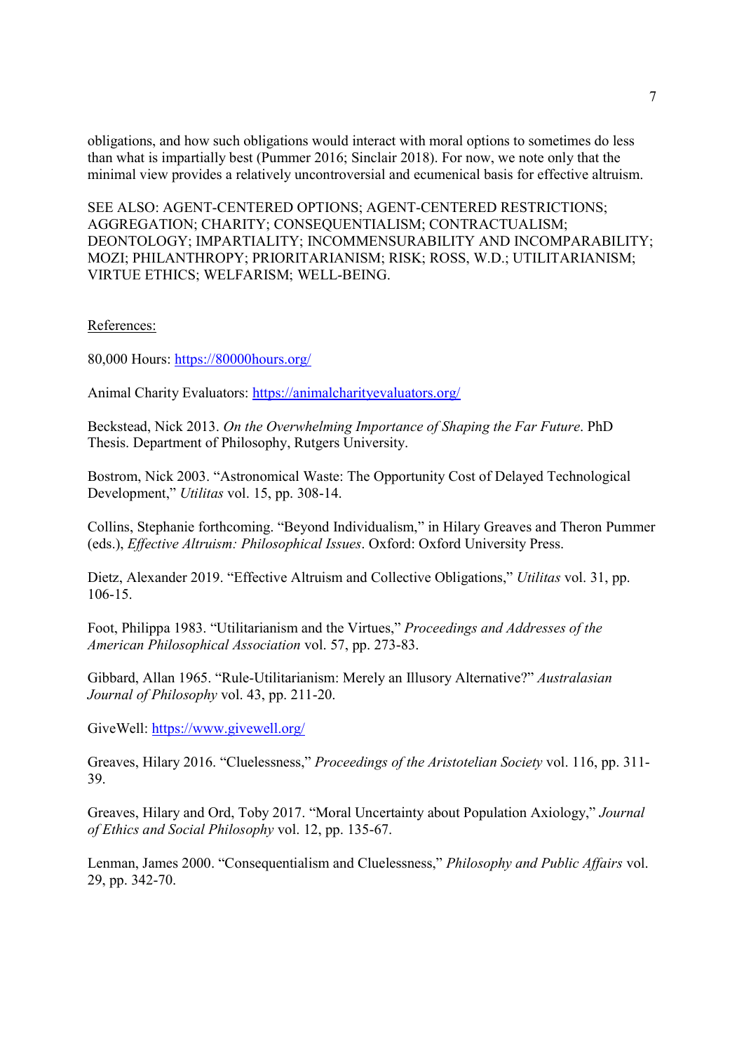obligations, and how such obligations would interact with moral options to sometimes do less than what is impartially best (Pummer 2016; Sinclair 2018). For now, we note only that the minimal view provides a relatively uncontroversial and ecumenical basis for effective altruism.

SEE ALSO: AGENT-CENTERED OPTIONS; AGENT-CENTERED RESTRICTIONS; AGGREGATION; CHARITY; CONSEQUENTIALISM; CONTRACTUALISM; DEONTOLOGY; IMPARTIALITY; INCOMMENSURABILITY AND INCOMPARABILITY; MOZI; PHILANTHROPY; PRIORITARIANISM; RISK; ROSS, W.D.; UTILITARIANISM; VIRTUE ETHICS; WELFARISM; WELL-BEING.

References:

80,000 Hours: https://80000hours.org/

Animal Charity Evaluators: https://animalcharityevaluators.org/

Beckstead, Nick 2013. *On the Overwhelming Importance of Shaping the Far Future*. PhD Thesis. Department of Philosophy, Rutgers University.

Bostrom, Nick 2003. "Astronomical Waste: The Opportunity Cost of Delayed Technological Development," *Utilitas* vol. 15, pp. 308-14.

Collins, Stephanie forthcoming. "Beyond Individualism," in Hilary Greaves and Theron Pummer (eds.), *Effective Altruism: Philosophical Issues*. Oxford: Oxford University Press.

Dietz, Alexander 2019. "Effective Altruism and Collective Obligations," *Utilitas* vol. 31, pp. 106-15.

Foot, Philippa 1983. "Utilitarianism and the Virtues," *Proceedings and Addresses of the American Philosophical Association* vol. 57, pp. 273-83.

Gibbard, Allan 1965. "Rule-Utilitarianism: Merely an Illusory Alternative?" *Australasian Journal of Philosophy* vol. 43, pp. 211-20.

GiveWell: https://www.givewell.org/

Greaves, Hilary 2016. "Cluelessness," *Proceedings of the Aristotelian Society* vol. 116, pp. 311-39.

Greaves, Hilary and Ord, Toby 2017. "Moral Uncertainty about Population Axiology," *Journal of Ethics and Social Philosophy* vol. 12, pp. 135-67.

Lenman, James 2000. "Consequentialism and Cluelessness," *Philosophy and Public Affairs* vol. 29, pp. 342-70.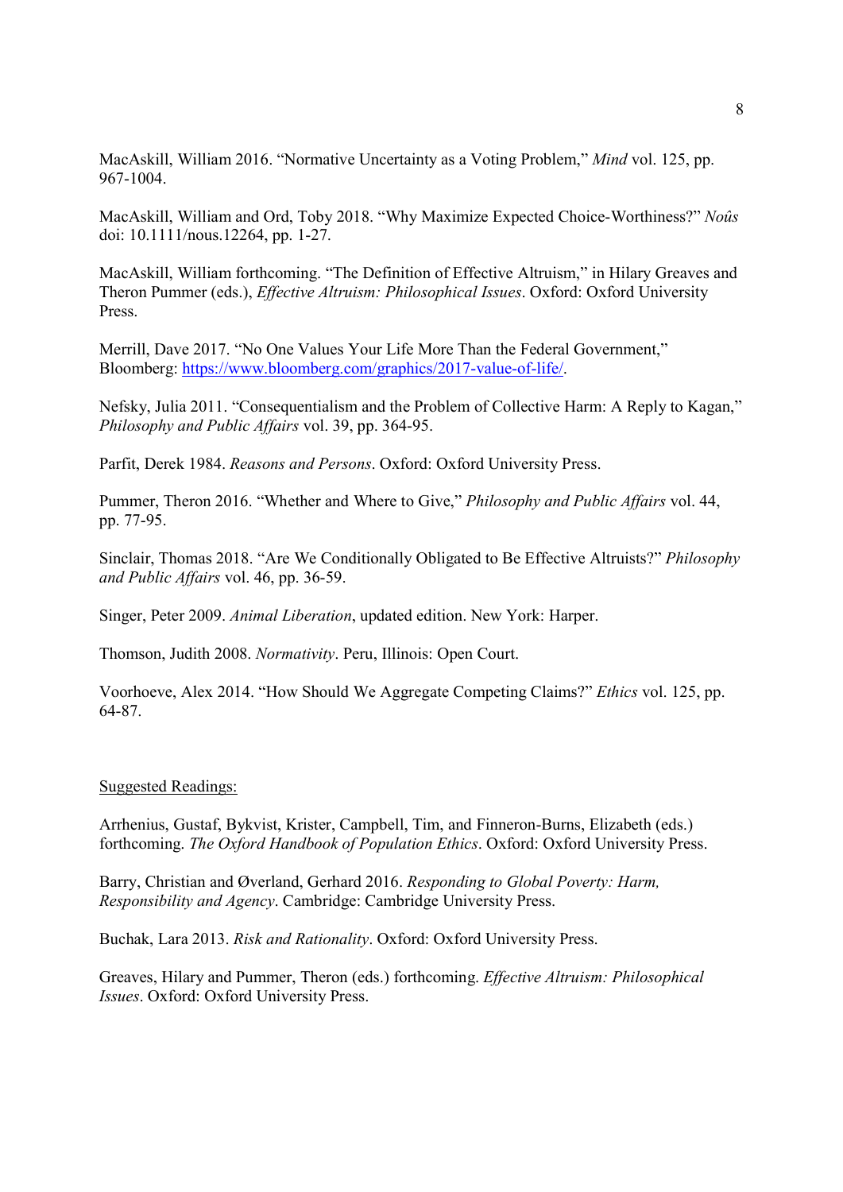MacAskill, William 2016. "Normative Uncertainty as a Voting Problem," *Mind* vol. 125, pp. 967-1004.

MacAskill, William and Ord, Toby 2018. "Why Maximize Expected Choice-Worthiness?" *Noûs* doi: 10.1111/nous.12264, pp. 1-27.

MacAskill, William forthcoming. "The Definition of Effective Altruism," in Hilary Greaves and Theron Pummer (eds.), *Effective Altruism: Philosophical Issues*. Oxford: Oxford University Press.

Merrill, Dave 2017. "No One Values Your Life More Than the Federal Government," Bloomberg: [https://www.bloomberg.com/graphics/2017-value-of-life/](https://www.bloomberg.com/graphics/2017-value-of-life/).

Nefsky, Julia 2011. "Consequentialism and the Problem of Collective Harm: A Reply to Kagan," *Philosophy and Public Affairs* vol. 39, pp. 364-95.

Parfit, Derek 1984. *Reasons and Persons*. Oxford: Oxford University Press.

Pummer, Theron 2016. "Whether and Where to Give," *Philosophy and Public Affairs* vol. 44, pp. 77-95.

Sinclair, Thomas 2018. "Are We Conditionally Obligated to Be Effective Altruists?" *Philosophy and Public Affairs* vol. 46, pp. 36-59.

Singer, Peter 2009. *Animal Liberation*, updated edition. New York: Harper.

Thomson, Judith 2008. *Normativity*. Peru, Illinois: Open Court.

Voorhoeve, Alex 2014. "How Should We Aggregate Competing Claims?" *Ethics* vol. 125, pp. 64-87.

## Suggested Readings:

Arrhenius, Gustaf, Bykvist, Krister, Campbell, Tim, and Finneron-Burns, Elizabeth (eds.) forthcoming. *The Oxford Handbook of Population Ethics*. Oxford: Oxford University Press.

Barry, Christian and Øverland, Gerhard 2016. *Responding to Global Poverty: Harm, Responsibility and Agency*. Cambridge: Cambridge University Press.

Buchak, Lara 2013. *Risk and Rationality*. Oxford: Oxford University Press.

Greaves, Hilary and Pummer, Theron (eds.) forthcoming. *Effective Altruism: Philosophical Issues*. Oxford: Oxford University Press.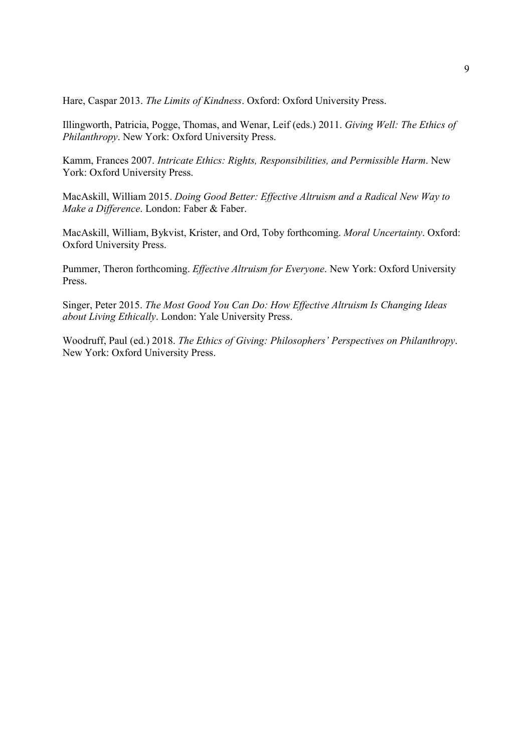Hare, Caspar 2013. *The Limits of Kindness*. Oxford: Oxford University Press.

Illingworth, Patricia, Pogge, Thomas, and Wenar, Leif (eds.) 2011. *Giving Well: The Ethics of Philanthropy*. New York: Oxford University Press.

Kamm, Frances 2007. *Intricate Ethics: Rights, Responsibilities, and Permissible Harm*. New York: Oxford University Press.

MacAskill, William 2015. *Doing Good Better: Effective Altruism and a Radical New Way to Make a Difference*. London: Faber & Faber.

MacAskill, William, Bykvist, Krister, and Ord, Toby forthcoming. *Moral Uncertainty*. Oxford: Oxford University Press.

Pummer, Theron forthcoming. *Effective Altruism for Everyone*. New York: Oxford University Press.

Singer, Peter 2015. *The Most Good You Can Do: How Effective Altruism Is Changing Ideas about Living Ethically*. London: Yale University Press.

Woodruff, Paul (ed.) 2018. *The Ethics of Giving: Philosophers' Perspectives on Philanthropy*. New York: Oxford University Press.